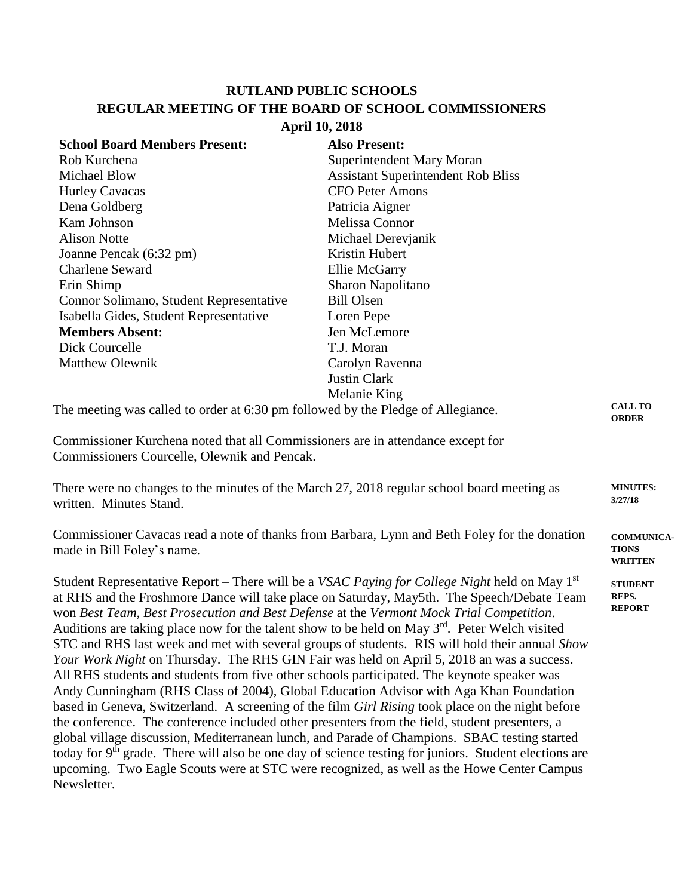# RUTLAND PUBLIC SCHOOLS
## REGULAR MEETING OF THE BOARD OF SCHOOL COMMISSIONERS
### April 10, 2018

| **School Board Members Present:** | **Also Present:** |
|---|---|
| Rob Kurchena | Superintendent Mary Moran |
| Michael Blow | Assistant Superintendent Rob Bliss |
| Hurley Cavacas | CFO Peter Amons |
| Dena Goldberg | Patricia Aigner |
| Kam Johnson | Melissa Connor |
| Alison Notte | Michael Derevjanik |
| Joanne Pencak (6:32 pm) | Kristin Hubert |
| Charlene Seward | Ellie McGarry |
| Erin Shimp | Sharon Napolitano |
| Connor Solimano, Student Representative | Bill Olsen |
| Isabella Gides, Student Representative | Loren Pepe |
| **Members Absent:** | Jen McLemore |
| Dick Courcelle | T.J. Moran |
| Matthew Olewnik | Carolyn Ravenna |
| | Justin Clark |
| | Melanie King |

**CALL TO ORDER**

The meeting was called to order at 6:30 pm followed by the Pledge of Allegiance.

Commissioner Kurchena noted that all Commissioners are in attendance except for Commissioners Courcelle, Olewnik and Pencak.

**MINUTES: 3/27/18**

There were no changes to the minutes of the March 27, 2018 regular school board meeting as written. Minutes Stand.

**COMMUNICATIONS – WRITTEN**

Commissioner Cavacas read a note of thanks from Barbara, Lynn and Beth Foley for the donation made in Bill Foley's name.

**STUDENT REPS. REPORT**

Student Representative Report – There will be a *VSAC Paying for College Night* held on May 1st at RHS and the Froshmore Dance will take place on Saturday, May5th. The Speech/Debate Team won *Best Team, Best Prosecution and Best Defense* at the *Vermont Mock Trial Competition*. Auditions are taking place now for the talent show to be held on May 3rd. Peter Welch visited STC and RHS last week and met with several groups of students. RIS will hold their annual *Show Your Work Night* on Thursday. The RHS GIN Fair was held on April 5, 2018 an was a success. All RHS students and students from five other schools participated. The keynote speaker was Andy Cunningham (RHS Class of 2004), Global Education Advisor with Aga Khan Foundation based in Geneva, Switzerland. A screening of the film *Girl Rising* took place on the night before the conference. The conference included other presenters from the field, student presenters, a global village discussion, Mediterranean lunch, and Parade of Champions. SBAC testing started today for 9th grade. There will also be one day of science testing for juniors. Student elections are upcoming. Two Eagle Scouts were at STC were recognized, as well as the Howe Center Campus Newsletter.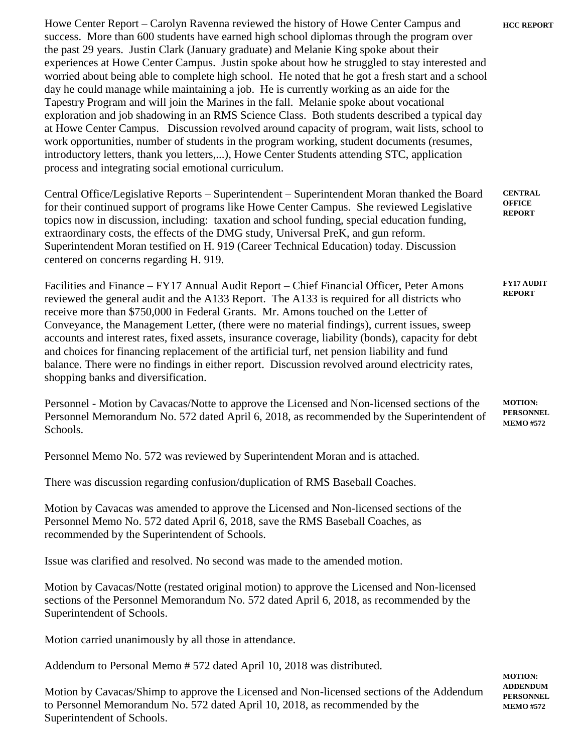**HCC REPORT**

Howe Center Report – Carolyn Ravenna reviewed the history of Howe Center Campus and success. More than 600 students have earned high school diplomas through the program over the past 29 years. Justin Clark (January graduate) and Melanie King spoke about their experiences at Howe Center Campus. Justin spoke about how he struggled to stay interested and worried about being able to complete high school. He noted that he got a fresh start and a school day he could manage while maintaining a job. He is currently working as an aide for the Tapestry Program and will join the Marines in the fall. Melanie spoke about vocational exploration and job shadowing in an RMS Science Class. Both students described a typical day at Howe Center Campus. Discussion revolved around capacity of program, wait lists, school to work opportunities, number of students in the program working, student documents (resumes, introductory letters, thank you letters,...), Howe Center Students attending STC, application process and integrating social emotional curriculum.

**CENTRAL OFFICE REPORT**

Central Office/Legislative Reports – Superintendent – Superintendent Moran thanked the Board for their continued support of programs like Howe Center Campus. She reviewed Legislative topics now in discussion, including: taxation and school funding, special education funding, extraordinary costs, the effects of the DMG study, Universal PreK, and gun reform. Superintendent Moran testified on H. 919 (Career Technical Education) today. Discussion centered on concerns regarding H. 919.

**FY17 AUDIT REPORT**

Facilities and Finance – FY17 Annual Audit Report – Chief Financial Officer, Peter Amons reviewed the general audit and the A133 Report. The A133 is required for all districts who receive more than $750,000 in Federal Grants. Mr. Amons touched on the Letter of Conveyance, the Management Letter, (there were no material findings), current issues, sweep accounts and interest rates, fixed assets, insurance coverage, liability (bonds), capacity for debt and choices for financing replacement of the artificial turf, net pension liability and fund balance. There were no findings in either report. Discussion revolved around electricity rates, shopping banks and diversification.

**MOTION: PERSONNEL MEMO #572**

Personnel - Motion by Cavacas/Notte to approve the Licensed and Non-licensed sections of the Personnel Memorandum No. 572 dated April 6, 2018, as recommended by the Superintendent of Schools.

Personnel Memo No. 572 was reviewed by Superintendent Moran and is attached.

There was discussion regarding confusion/duplication of RMS Baseball Coaches.

Motion by Cavacas was amended to approve the Licensed and Non-licensed sections of the Personnel Memo No. 572 dated April 6, 2018, save the RMS Baseball Coaches, as recommended by the Superintendent of Schools.

Issue was clarified and resolved. No second was made to the amended motion.

Motion by Cavacas/Notte (restated original motion) to approve the Licensed and Non-licensed sections of the Personnel Memorandum No. 572 dated April 6, 2018, as recommended by the Superintendent of Schools.

Motion carried unanimously by all those in attendance.

Addendum to Personal Memo # 572 dated April 10, 2018 was distributed.

**MOTION: ADDENDUM PERSONNEL MEMO #572**

Motion by Cavacas/Shimp to approve the Licensed and Non-licensed sections of the Addendum to Personnel Memorandum No. 572 dated April 10, 2018, as recommended by the Superintendent of Schools.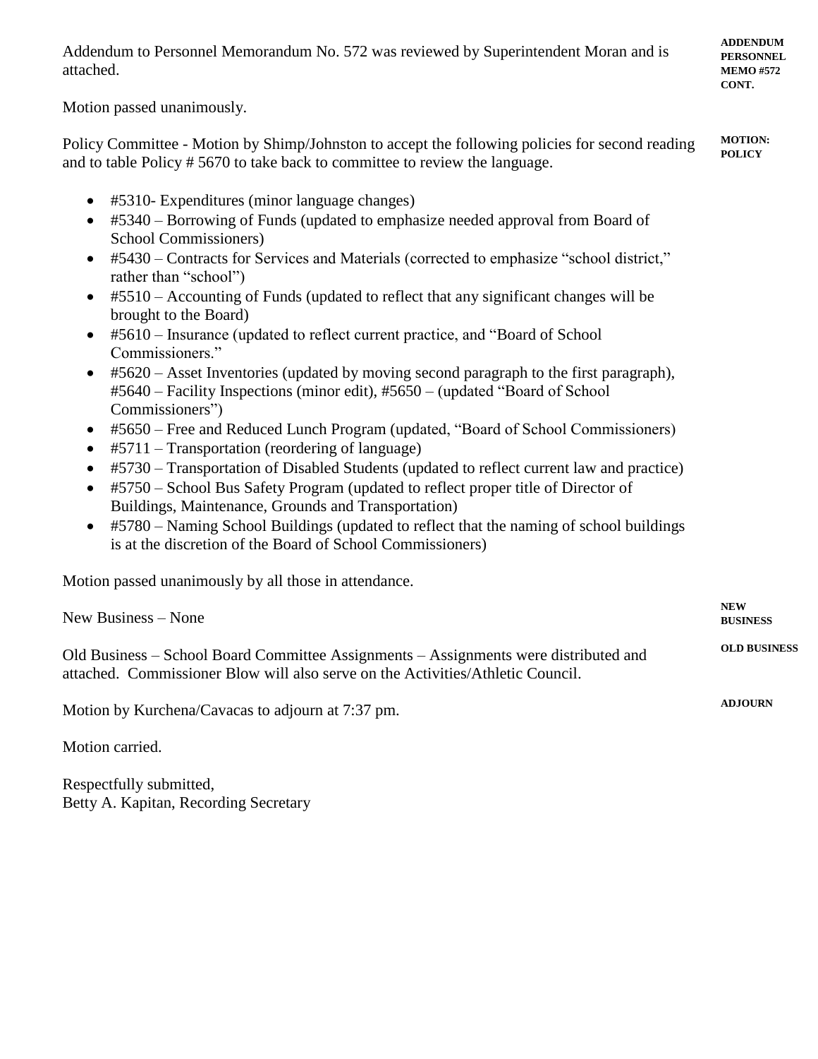Addendum to Personnel Memorandum No. 572 was reviewed by Superintendent Moran and is attached.

**ADDENDUM PERSONNEL MEMO #572 CONT.**

Motion passed unanimously.

**MOTION: POLICY**

Policy Committee - Motion by Shimp/Johnston to accept the following policies for second reading and to table Policy # 5670 to take back to committee to review the language.

- #5310- Expenditures (minor language changes)
- #5340 – Borrowing of Funds (updated to emphasize needed approval from Board of School Commissioners)
- #5430 – Contracts for Services and Materials (corrected to emphasize "school district," rather than "school")
- #5510 – Accounting of Funds (updated to reflect that any significant changes will be brought to the Board)
- #5610 – Insurance (updated to reflect current practice, and "Board of School Commissioners."
- #5620 – Asset Inventories (updated by moving second paragraph to the first paragraph), #5640 – Facility Inspections (minor edit), #5650 – (updated "Board of School Commissioners")
- #5650 – Free and Reduced Lunch Program (updated, "Board of School Commissioners)
- #5711 – Transportation (reordering of language)
- #5730 – Transportation of Disabled Students (updated to reflect current law and practice)
- #5750 – School Bus Safety Program (updated to reflect proper title of Director of Buildings, Maintenance, Grounds and Transportation)
- #5780 – Naming School Buildings (updated to reflect that the naming of school buildings is at the discretion of the Board of School Commissioners)

Motion passed unanimously by all those in attendance.

**NEW BUSINESS**

New Business – None

**OLD BUSINESS**

Old Business – School Board Committee Assignments – Assignments were distributed and attached. Commissioner Blow will also serve on the Activities/Athletic Council.

**ADJOURN**

Motion by Kurchena/Cavacas to adjourn at 7:37 pm.

Motion carried.

Respectfully submitted,
Betty A. Kapitan, Recording Secretary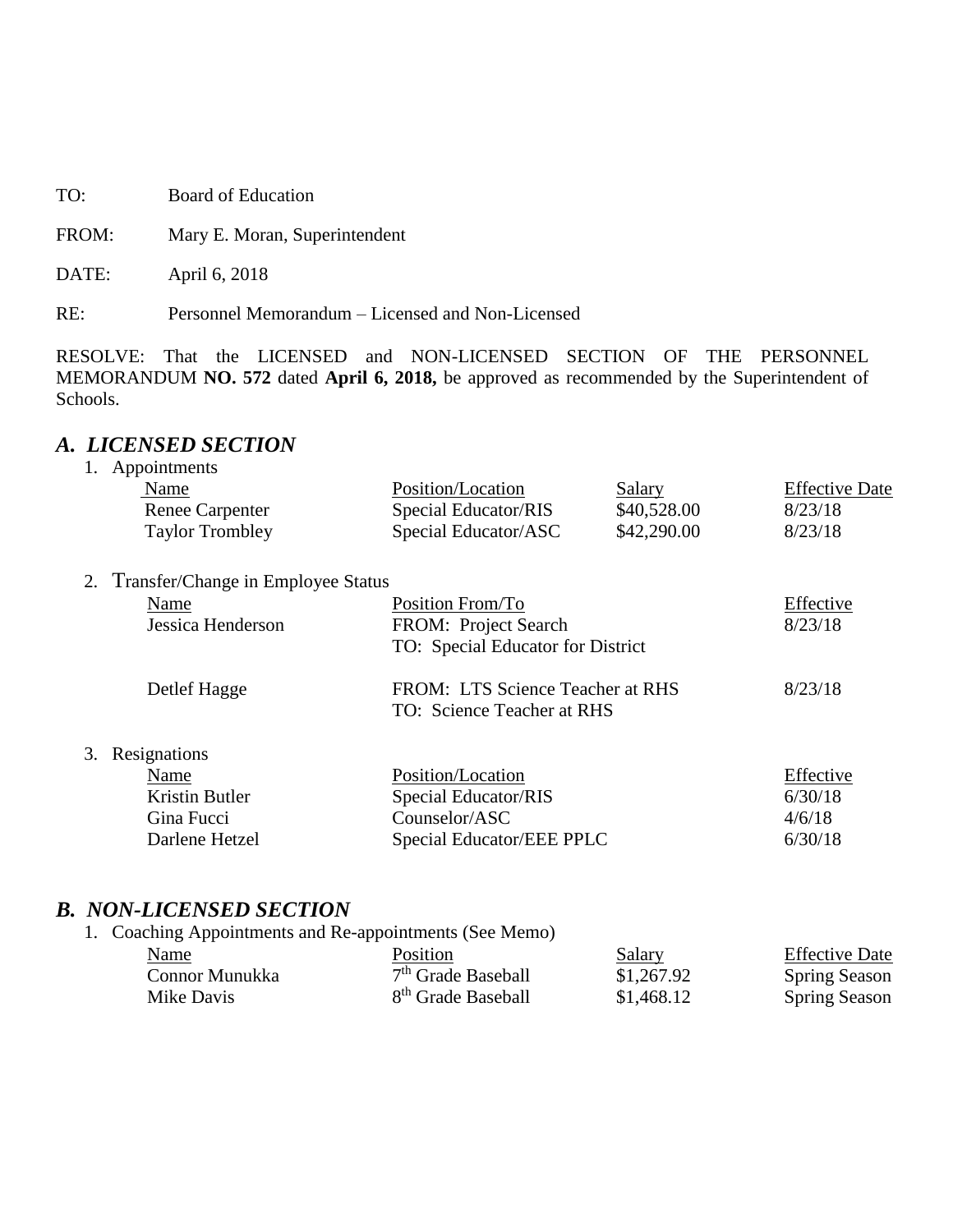TO: Board of Education

FROM: Mary E. Moran, Superintendent

DATE: April 6, 2018

RE: Personnel Memorandum – Licensed and Non-Licensed

RESOLVE: That the LICENSED and NON-LICENSED SECTION OF THE PERSONNEL MEMORANDUM **NO. 572** dated **April 6, 2018,** be approved as recommended by the Superintendent of Schools.

## *A. LICENSED SECTION*

1. Appointments

| Name | Position/Location | Salary | Effective Date |
|---|---|---|---|
| Renee Carpenter | Special Educator/RIS | \$40,528.00 | 8/23/18 |
| Taylor Trombley | Special Educator/ASC | \$42,290.00 | 8/23/18 |

2. Transfer/Change in Employee Status

| Name | Position From/To | Effective |
|---|---|---|
| Jessica Henderson | FROM: Project Search<br>TO: Special Educator for District | 8/23/18 |
| Detlef Hagge | FROM: LTS Science Teacher at RHS<br>TO: Science Teacher at RHS | 8/23/18 |

3. Resignations

| Name | Position/Location | Effective |
|---|---|---|
| Kristin Butler | Special Educator/RIS | 6/30/18 |
| Gina Fucci | Counselor/ASC | 4/6/18 |
| Darlene Hetzel | Special Educator/EEE PPLC | 6/30/18 |

## *B. NON-LICENSED SECTION*

1. Coaching Appointments and Re-appointments (See Memo)

| Name | Position | Salary | Effective Date |
|---|---|---|---|
| Connor Munukka | 7th Grade Baseball | \$1,267.92 | Spring Season |
| Mike Davis | 8th Grade Baseball | \$1,468.12 | Spring Season |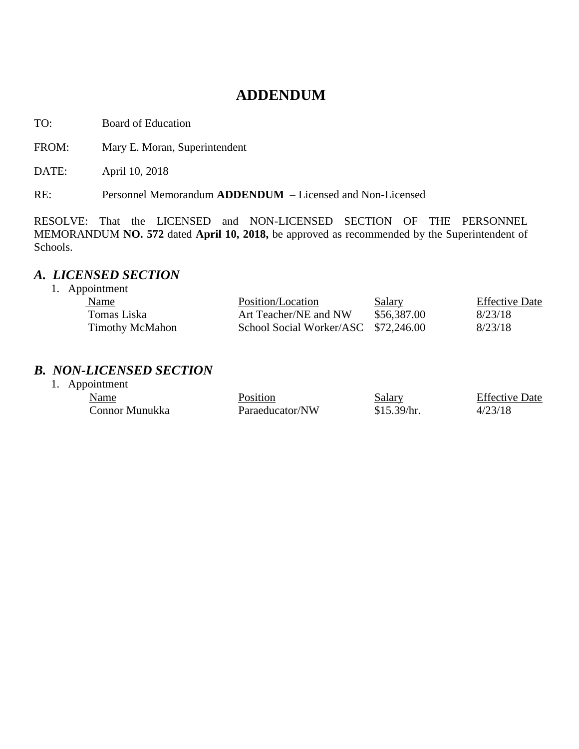# ADDENDUM

TO: Board of Education

FROM: Mary E. Moran, Superintendent

DATE: April 10, 2018

RE: Personnel Memorandum **ADDENDUM** – Licensed and Non-Licensed

RESOLVE: That the LICENSED and NON-LICENSED SECTION OF THE PERSONNEL MEMORANDUM **NO. 572** dated **April 10, 2018,** be approved as recommended by the Superintendent of Schools.

## *A. LICENSED SECTION*

1. Appointment

| Name | Position/Location | Salary | Effective Date |
| --- | --- | --- | --- |
| Tomas Liska | Art Teacher/NE and NW | $56,387.00 | 8/23/18 |
| Timothy McMahon | School Social Worker/ASC | $72,246.00 | 8/23/18 |

## *B. NON-LICENSED SECTION*

1. Appointment

| Name | Position | Salary | Effective Date |
| --- | --- | --- | --- |
| Connor Munukka | Paraeducator/NW | $15.39/hr. | 4/23/18 |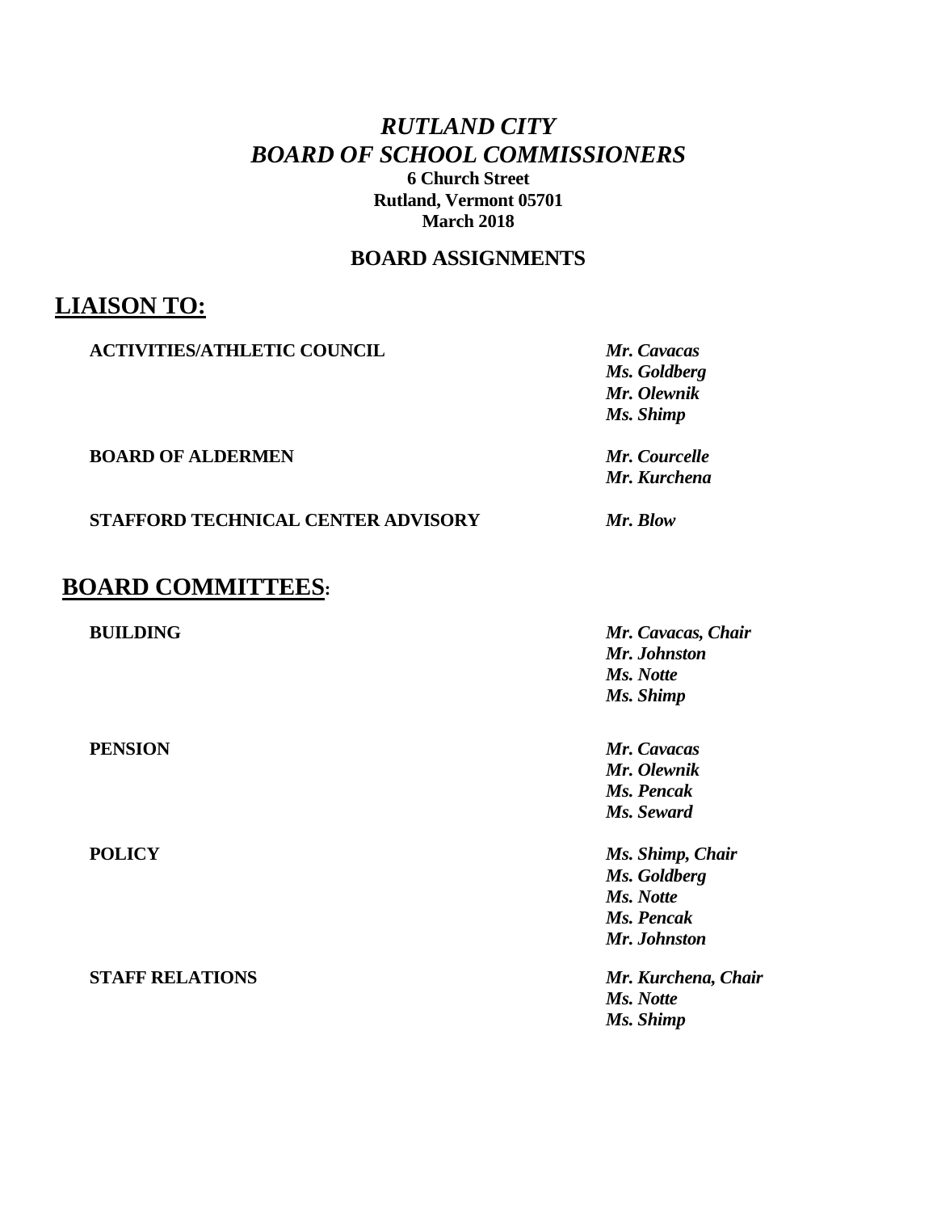# *RUTLAND CITY*
# *BOARD OF SCHOOL COMMISSIONERS*

**6 Church Street**
**Rutland, Vermont 05701**
**March 2018**

## BOARD ASSIGNMENTS

## LIAISON TO:

| | |
|---|---|
| **ACTIVITIES/ATHLETIC COUNCIL** | ***Mr. Cavacas***<br>***Ms. Goldberg***<br>***Mr. Olewnik***<br>***Ms. Shimp*** |
| **BOARD OF ALDERMEN** | ***Mr. Courcelle***<br>***Mr. Kurchena*** |
| **STAFFORD TECHNICAL CENTER ADVISORY** | ***Mr. Blow*** |

## BOARD COMMITTEES:

| | |
|---|---|
| **BUILDING** | ***Mr. Cavacas, Chair***<br>***Mr. Johnston***<br>***Ms. Notte***<br>***Ms. Shimp*** |
| **PENSION** | ***Mr. Cavacas***<br>***Mr. Olewnik***<br>***Ms. Pencak***<br>***Ms. Seward*** |
| **POLICY** | ***Ms. Shimp, Chair***<br>***Ms. Goldberg***<br>***Ms. Notte***<br>***Ms. Pencak***<br>***Mr. Johnston*** |
| **STAFF RELATIONS** | ***Mr. Kurchena, Chair***<br>***Ms. Notte***<br>***Ms. Shimp*** |